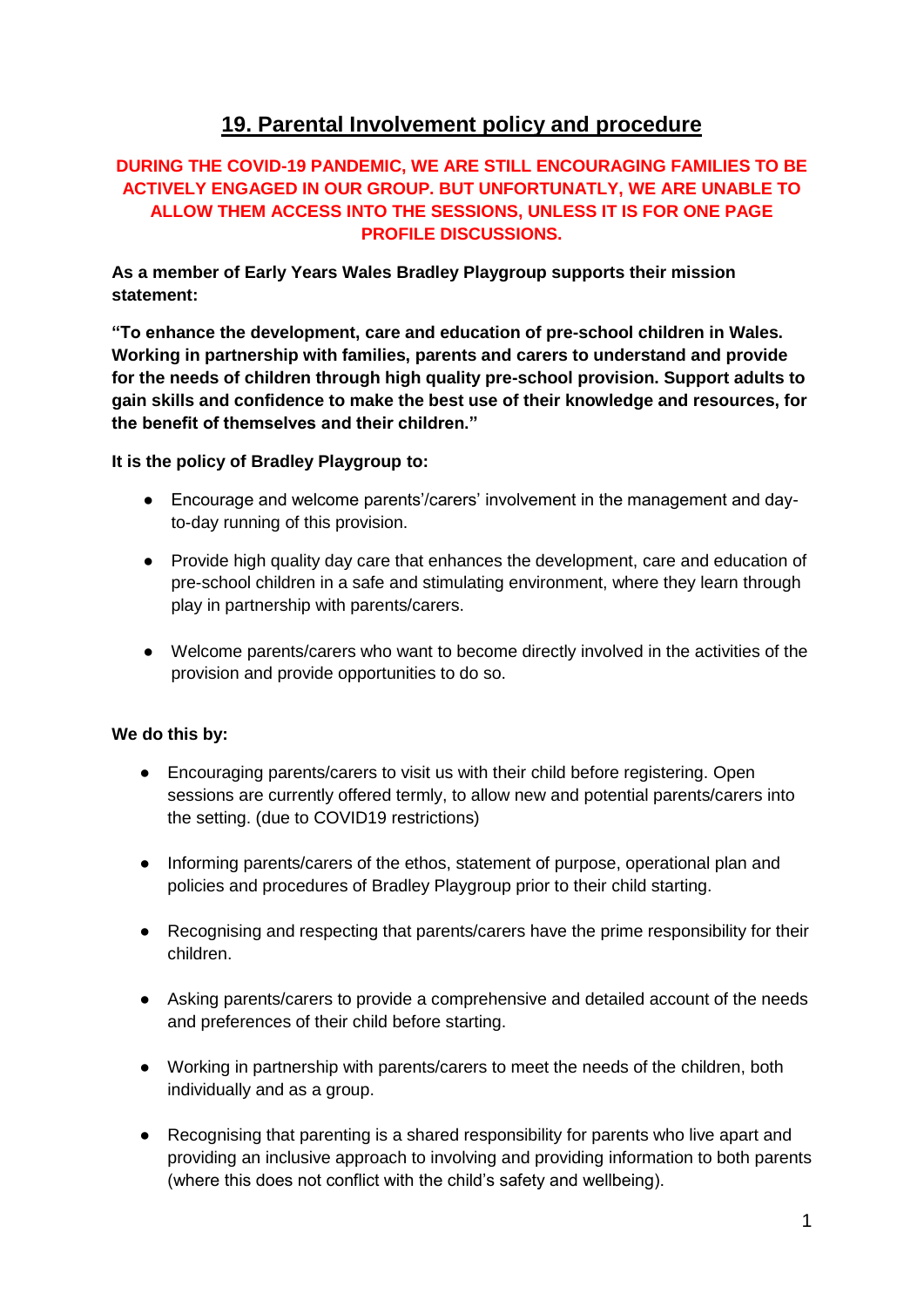# 19. Parental Involvement policy and procedure

**DURING THE COVID-19 PANDEMIC, WE ARE STILL ENCOURAGING FAMILIES TO BE ACTIVELY ENGAGED IN OUR GROUP. BUT UNFORTUNATLY, WE ARE UNABLE TO ALLOW THEM ACCESS INTO THE SESSIONS, UNLESS IT IS FOR ONE PAGE PROFILE DISCUSSIONS.**

**As a member of Early Years Wales Bradley Playgroup supports their mission statement:**

**"To enhance the development, care and education of pre-school children in Wales. Working in partnership with families, parents and carers to understand and provide for the needs of children through high quality pre-school provision. Support adults to gain skills and confidence to make the best use of their knowledge and resources, for the benefit of themselves and their children."**

**It is the policy of Bradley Playgroup to:**

- Encourage and welcome parents'/carers' involvement in the management and day-to-day running of this provision.
- Provide high quality day care that enhances the development, care and education of pre-school children in a safe and stimulating environment, where they learn through play in partnership with parents/carers.
- Welcome parents/carers who want to become directly involved in the activities of the provision and provide opportunities to do so.

**We do this by:**

- Encouraging parents/carers to visit us with their child before registering. Open sessions are currently offered termly, to allow new and potential parents/carers into the setting. (due to COVID19 restrictions)
- Informing parents/carers of the ethos, statement of purpose, operational plan and policies and procedures of Bradley Playgroup prior to their child starting.
- Recognising and respecting that parents/carers have the prime responsibility for their children.
- Asking parents/carers to provide a comprehensive and detailed account of the needs and preferences of their child before starting.
- Working in partnership with parents/carers to meet the needs of the children, both individually and as a group.
- Recognising that parenting is a shared responsibility for parents who live apart and providing an inclusive approach to involving and providing information to both parents (where this does not conflict with the child's safety and wellbeing).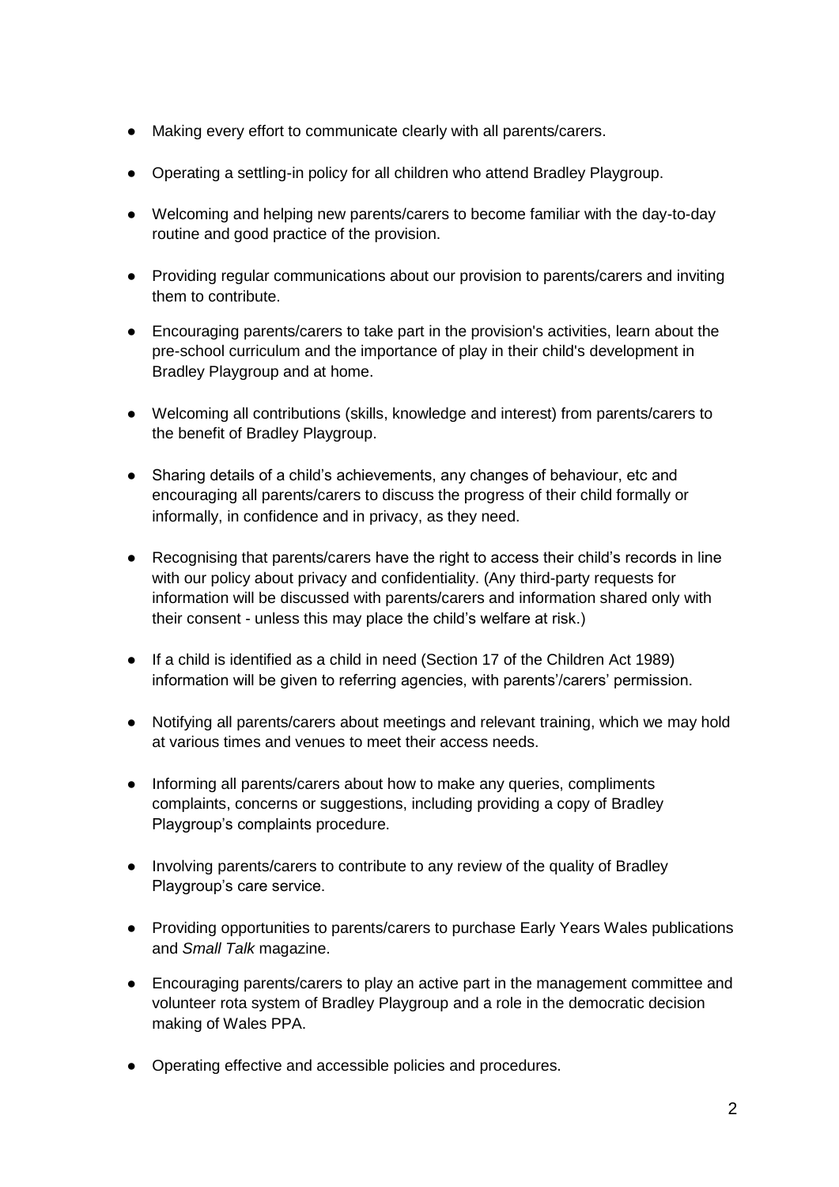- Making every effort to communicate clearly with all parents/carers.
- Operating a settling-in policy for all children who attend Bradley Playgroup.
- Welcoming and helping new parents/carers to become familiar with the day-to-day routine and good practice of the provision.
- Providing regular communications about our provision to parents/carers and inviting them to contribute.
- Encouraging parents/carers to take part in the provision's activities, learn about the pre-school curriculum and the importance of play in their child's development in Bradley Playgroup and at home.
- Welcoming all contributions (skills, knowledge and interest) from parents/carers to the benefit of Bradley Playgroup.
- Sharing details of a child's achievements, any changes of behaviour, etc and encouraging all parents/carers to discuss the progress of their child formally or informally, in confidence and in privacy, as they need.
- Recognising that parents/carers have the right to access their child's records in line with our policy about privacy and confidentiality. (Any third-party requests for information will be discussed with parents/carers and information shared only with their consent - unless this may place the child's welfare at risk.)
- If a child is identified as a child in need (Section 17 of the Children Act 1989) information will be given to referring agencies, with parents'/carers' permission.
- Notifying all parents/carers about meetings and relevant training, which we may hold at various times and venues to meet their access needs.
- Informing all parents/carers about how to make any queries, compliments complaints, concerns or suggestions, including providing a copy of Bradley Playgroup's complaints procedure.
- Involving parents/carers to contribute to any review of the quality of Bradley Playgroup's care service.
- Providing opportunities to parents/carers to purchase Early Years Wales publications and *Small Talk* magazine.
- Encouraging parents/carers to play an active part in the management committee and volunteer rota system of Bradley Playgroup and a role in the democratic decision making of Wales PPA.
- Operating effective and accessible policies and procedures.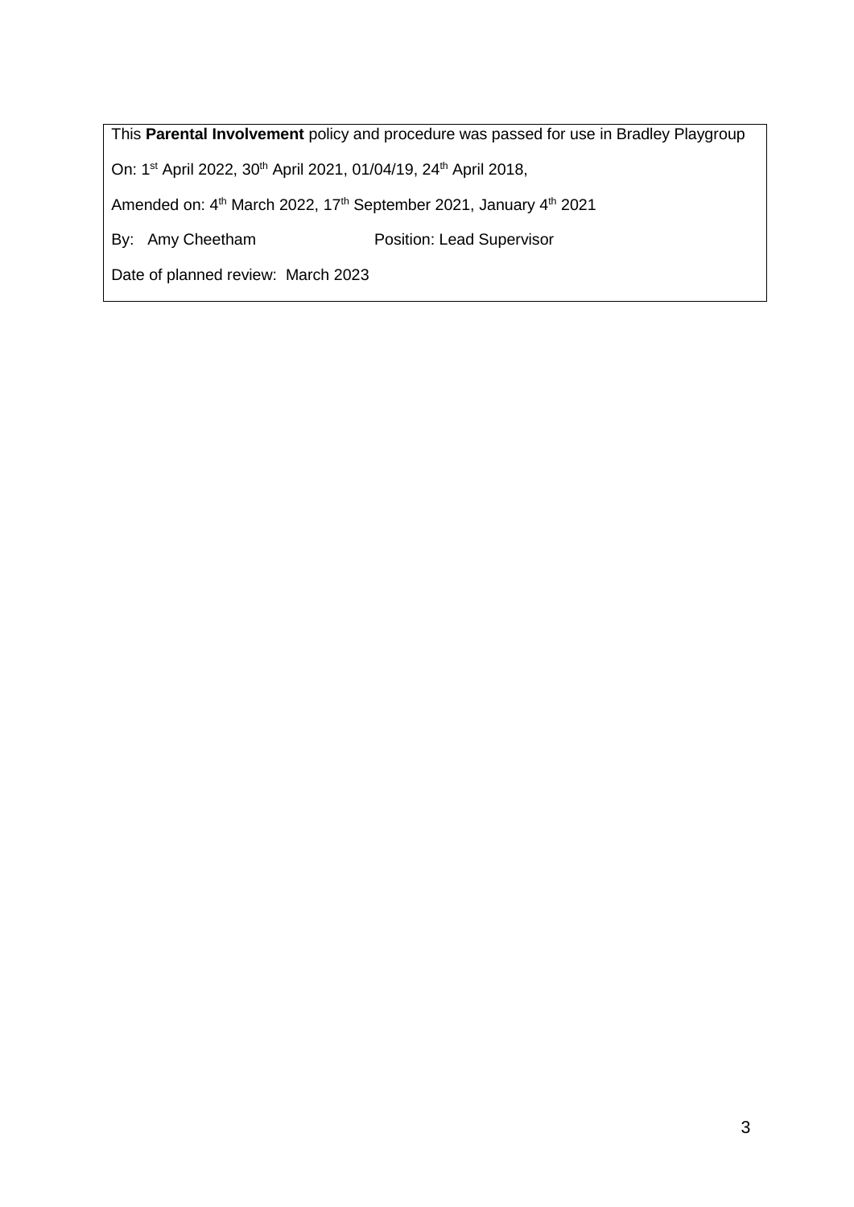This **Parental Involvement** policy and procedure was passed for use in Bradley Playgroup

On: 1st April 2022, 30th April 2021, 01/04/19, 24th April 2018,

Amended on: 4th March 2022, 17th September 2021, January 4th 2021

By: Amy Cheetham Position: Lead Supervisor

Date of planned review: March 2023